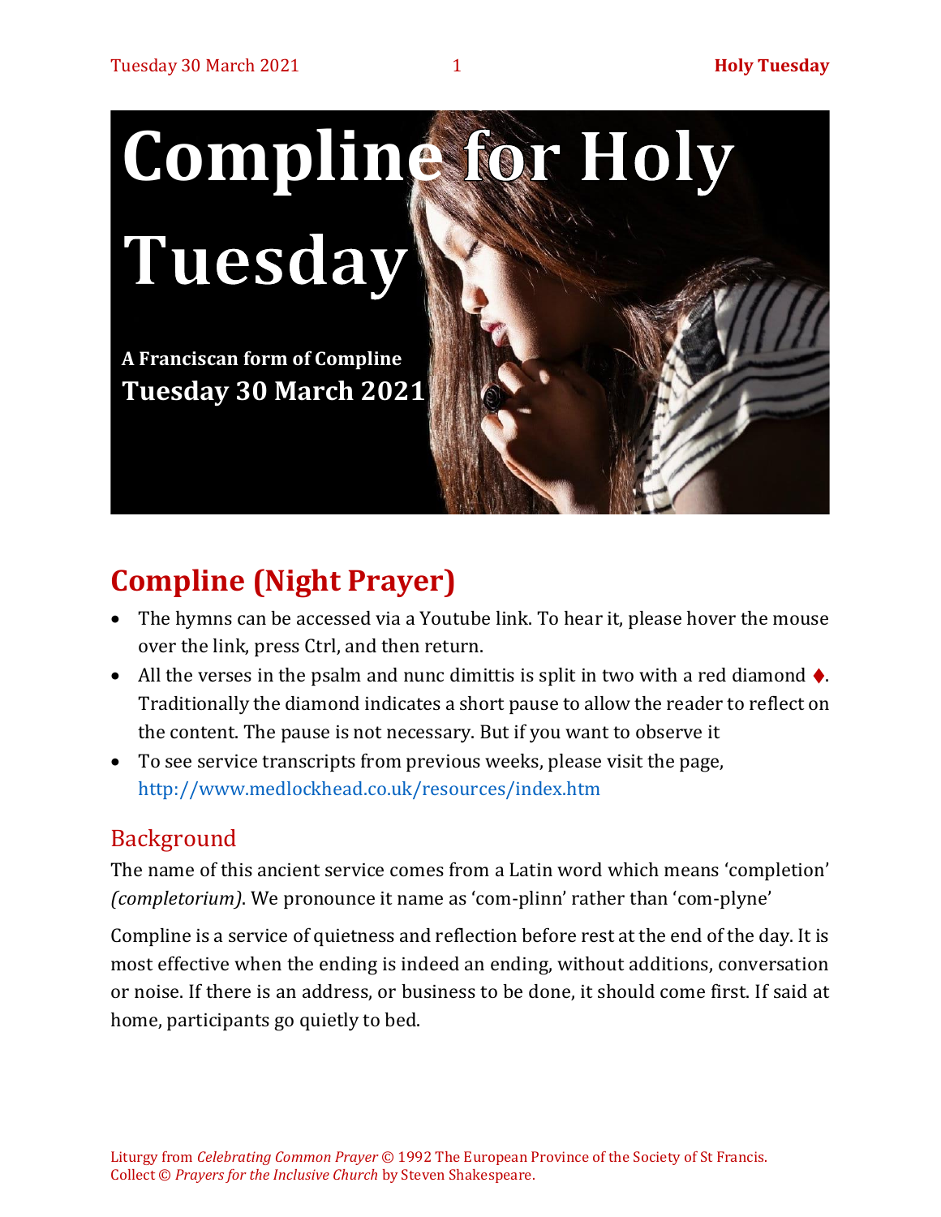# Compline for Holy Tuesday

**A Franciscan form of Compline**
**Tuesday 30 March 2021**

## Compline (Night Prayer)

- The hymns can be accessed via a Youtube link. To hear it, please hover the mouse over the link, press Ctrl, and then return.
- All the verses in the psalm and nunc dimittis is split in two with a red diamond ♦. Traditionally the diamond indicates a short pause to allow the reader to reflect on the content. The pause is not necessary. But if you want to observe it
- To see service transcripts from previous weeks, please visit the page, http://www.medlockhead.co.uk/resources/index.htm

### Background

The name of this ancient service comes from a Latin word which means 'completion' *(completorium)*. We pronounce it name as 'com-plinn' rather than 'com-plyne'

Compline is a service of quietness and reflection before rest at the end of the day. It is most effective when the ending is indeed an ending, without additions, conversation or noise. If there is an address, or business to be done, it should come first. If said at home, participants go quietly to bed.

Liturgy from *Celebrating Common Prayer* © 1992 The European Province of the Society of St Francis.
Collect © *Prayers for the Inclusive Church* by Steven Shakespeare.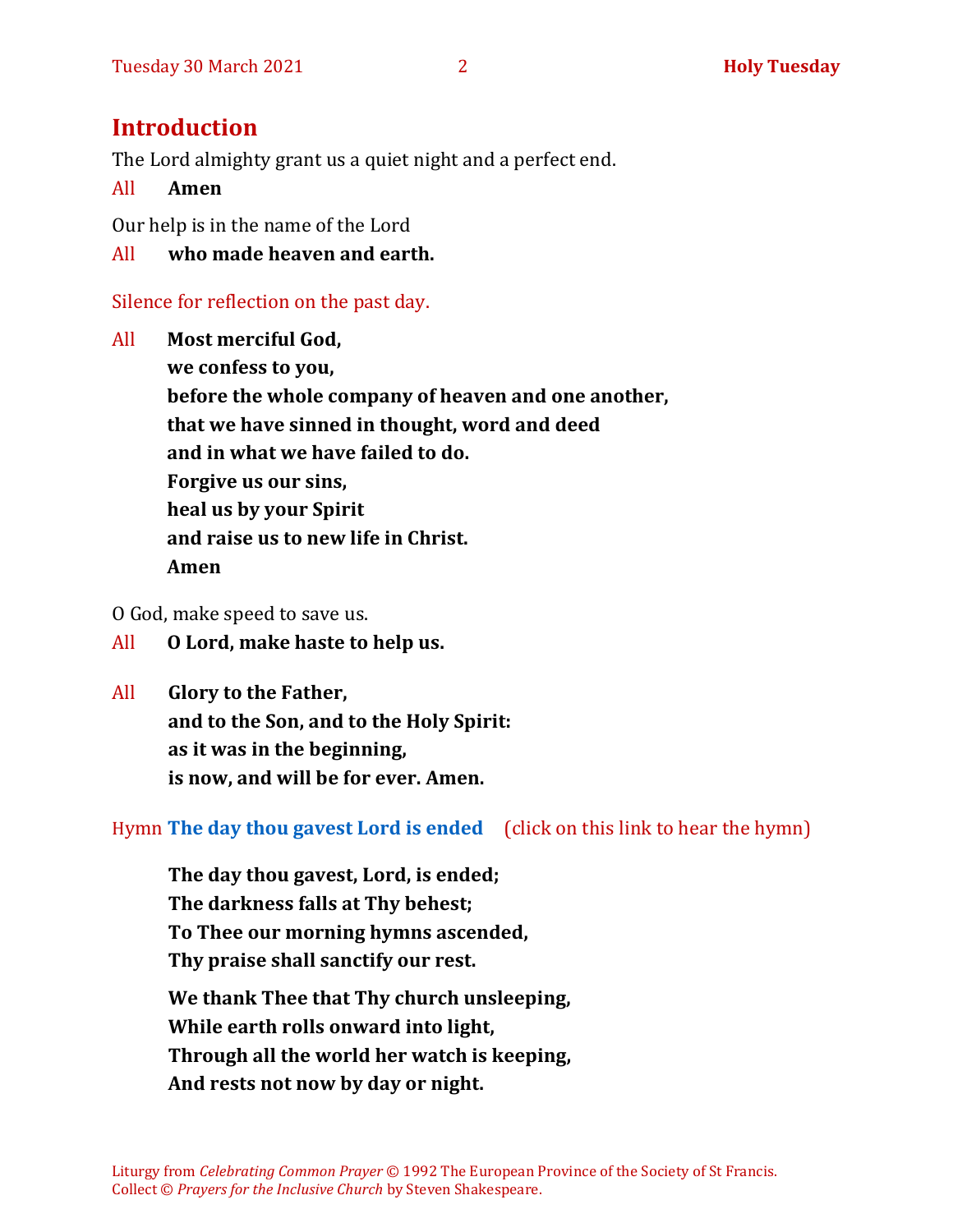## Introduction

The Lord almighty grant us a quiet night and a perfect end.

All **Amen**

Our help is in the name of the Lord

All **who made heaven and earth.**

Silence for reflection on the past day.

All **Most merciful God,**
**we confess to you,**
**before the whole company of heaven and one another,**
**that we have sinned in thought, word and deed**
**and in what we have failed to do.**
**Forgive us our sins,**
**heal us by your Spirit**
**and raise us to new life in Christ.**
**Amen**

O God, make speed to save us.

All **O Lord, make haste to help us.**

All **Glory to the Father,**
**and to the Son, and to the Holy Spirit:**
**as it was in the beginning,**
**is now, and will be for ever. Amen.**

Hymn **The day thou gavest Lord is ended** (click on this link to hear the hymn)

**The day thou gavest, Lord, is ended;**
**The darkness falls at Thy behest;**
**To Thee our morning hymns ascended,**
**Thy praise shall sanctify our rest.**

**We thank Thee that Thy church unsleeping,**
**While earth rolls onward into light,**
**Through all the world her watch is keeping,**
**And rests not now by day or night.**

Liturgy from *Celebrating Common Prayer* © 1992 The European Province of the Society of St Francis.
Collect © *Prayers for the Inclusive Church* by Steven Shakespeare.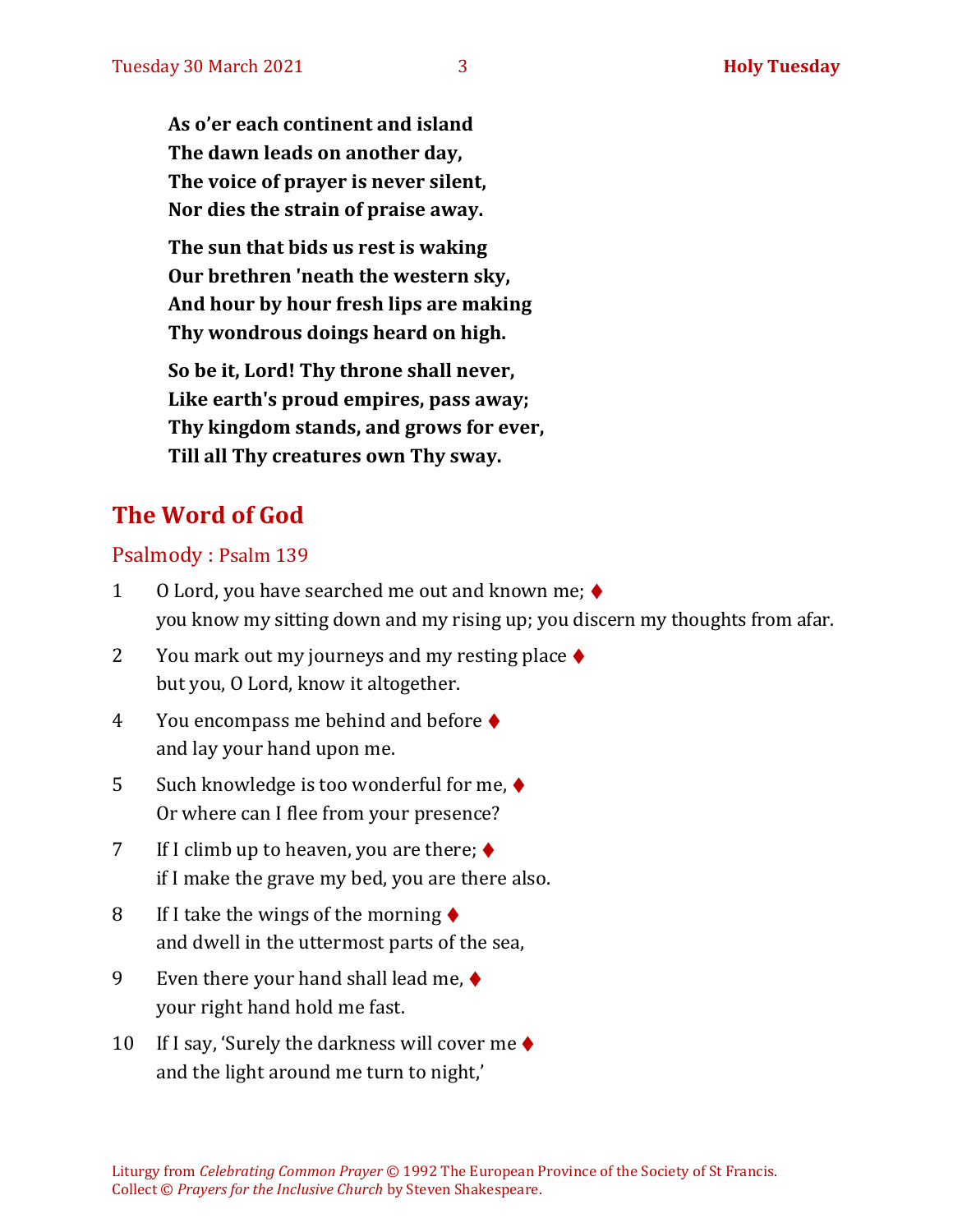**As o'er each continent and island**
**The dawn leads on another day,**
**The voice of prayer is never silent,**
**Nor dies the strain of praise away.**

**The sun that bids us rest is waking**
**Our brethren 'neath the western sky,**
**And hour by hour fresh lips are making**
**Thy wondrous doings heard on high.**

**So be it, Lord! Thy throne shall never,**
**Like earth's proud empires, pass away;**
**Thy kingdom stands, and grows for ever,**
**Till all Thy creatures own Thy sway.**

## The Word of God

### Psalmody : Psalm 139

1 O Lord, you have searched me out and known me; ♦
you know my sitting down and my rising up; you discern my thoughts from afar.

2 You mark out my journeys and my resting place ♦
but you, O Lord, know it altogether.

4 You encompass me behind and before ♦
and lay your hand upon me.

5 Such knowledge is too wonderful for me, ♦
Or where can I flee from your presence?

7 If I climb up to heaven, you are there; ♦
if I make the grave my bed, you are there also.

8 If I take the wings of the morning ♦
and dwell in the uttermost parts of the sea,

9 Even there your hand shall lead me, ♦
your right hand hold me fast.

10 If I say, 'Surely the darkness will cover me ♦
and the light around me turn to night,'

Liturgy from *Celebrating Common Prayer* © 1992 The European Province of the Society of St Francis.
Collect © *Prayers for the Inclusive Church* by Steven Shakespeare.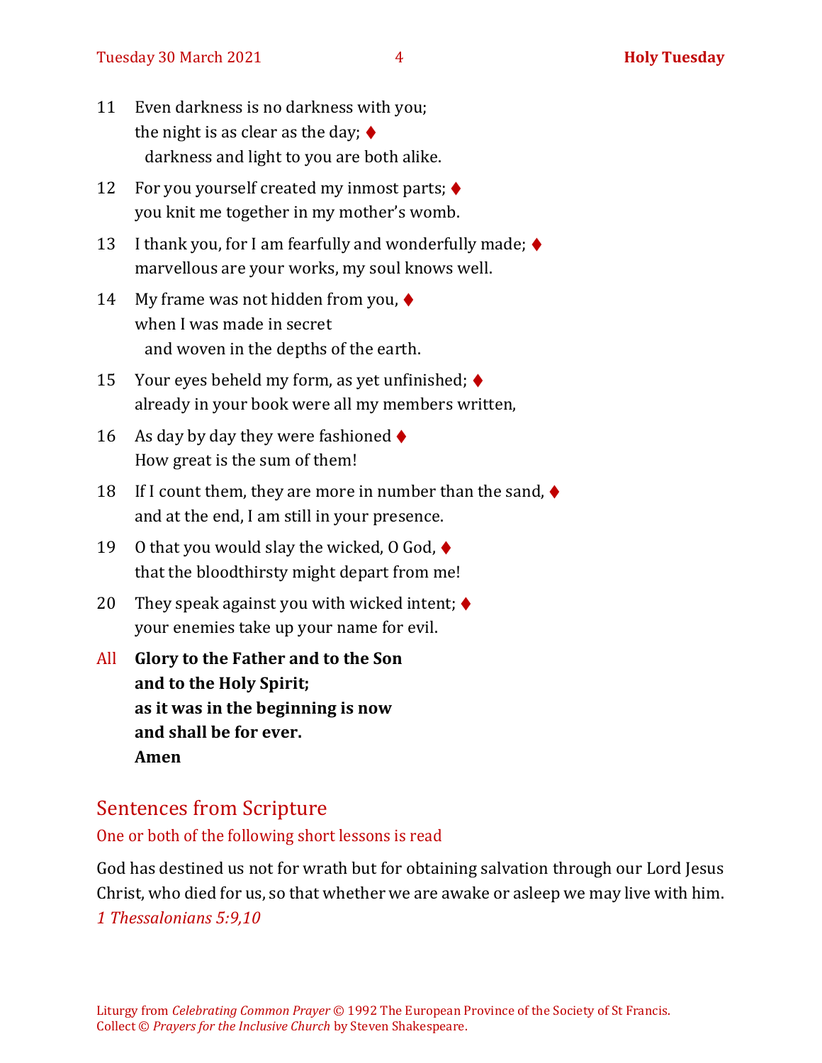11 Even darkness is no darkness with you;
the night is as clear as the day; ♦
darkness and light to you are both alike.

12 For you yourself created my inmost parts; ♦
you knit me together in my mother's womb.

13 I thank you, for I am fearfully and wonderfully made; ♦
marvellous are your works, my soul knows well.

14 My frame was not hidden from you, ♦
when I was made in secret
and woven in the depths of the earth.

15 Your eyes beheld my form, as yet unfinished; ♦
already in your book were all my members written,

16 As day by day they were fashioned ♦
How great is the sum of them!

18 If I count them, they are more in number than the sand, ♦
and at the end, I am still in your presence.

19 O that you would slay the wicked, O God, ♦
that the bloodthirsty might depart from me!

20 They speak against you with wicked intent; ♦
your enemies take up your name for evil.

All **Glory to the Father and to the Son**
**and to the Holy Spirit;**
**as it was in the beginning is now**
**and shall be for ever.**
**Amen**

## Sentences from Scripture

One or both of the following short lessons is read

God has destined us not for wrath but for obtaining salvation through our Lord Jesus Christ, who died for us, so that whether we are awake or asleep we may live with him.
*1 Thessalonians 5:9,10*

Liturgy from *Celebrating Common Prayer* © 1992 The European Province of the Society of St Francis.
Collect © *Prayers for the Inclusive Church* by Steven Shakespeare.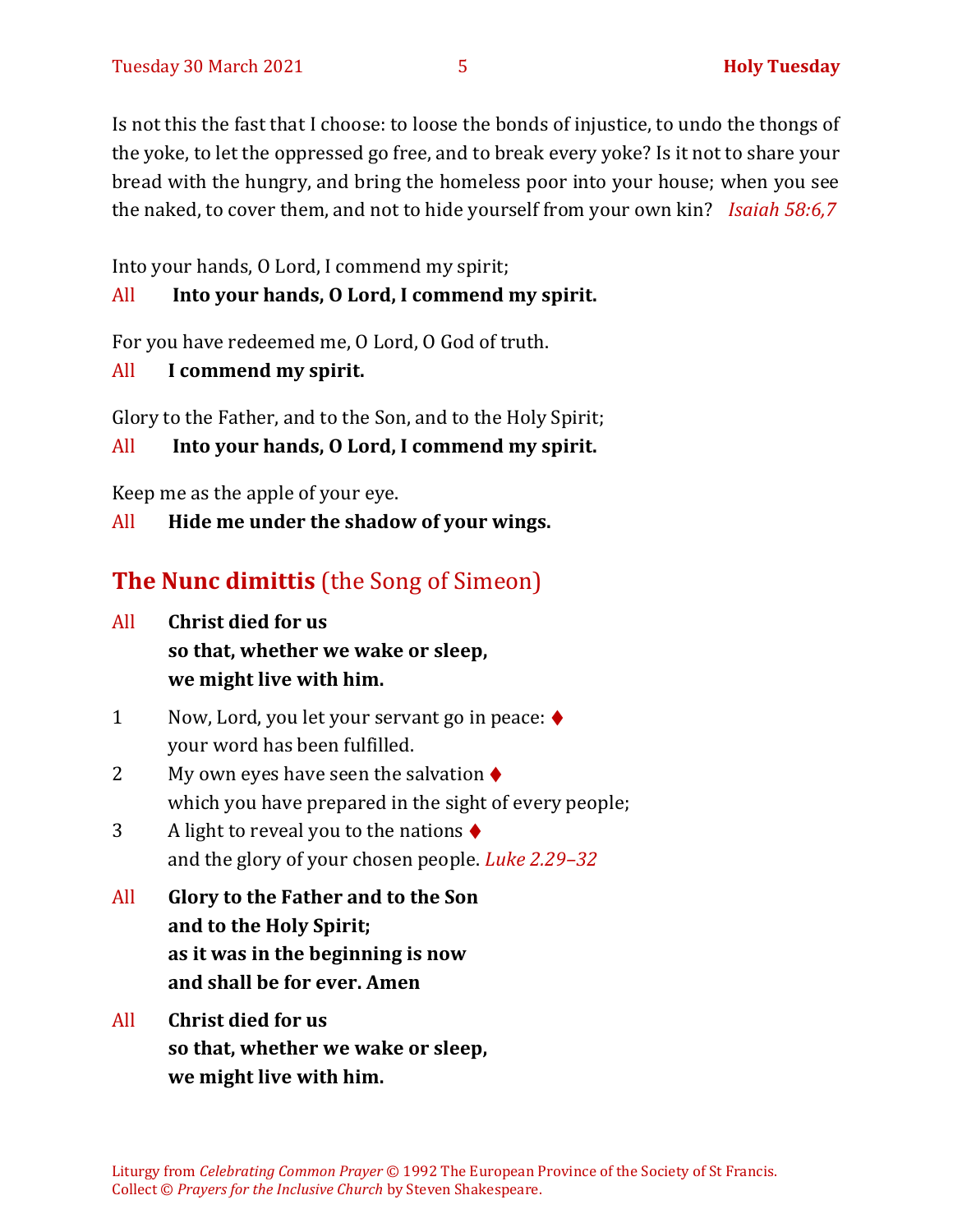Is not this the fast that I choose: to loose the bonds of injustice, to undo the thongs of the yoke, to let the oppressed go free, and to break every yoke? Is it not to share your bread with the hungry, and bring the homeless poor into your house; when you see the naked, to cover them, and not to hide yourself from your own kin? *Isaiah 58:6,7*

Into your hands, O Lord, I commend my spirit;

All **Into your hands, O Lord, I commend my spirit.**

For you have redeemed me, O Lord, O God of truth.

All **I commend my spirit.**

Glory to the Father, and to the Son, and to the Holy Spirit;

All **Into your hands, O Lord, I commend my spirit.**

Keep me as the apple of your eye.

All **Hide me under the shadow of your wings.**

## The Nunc dimittis (the Song of Simeon)

All **Christ died for us**
**so that, whether we wake or sleep,**
**we might live with him.**

1 Now, Lord, you let your servant go in peace: ♦
your word has been fulfilled.

2 My own eyes have seen the salvation ♦
which you have prepared in the sight of every people;

3 A light to reveal you to the nations ♦
and the glory of your chosen people. *Luke 2.29–32*

All **Glory to the Father and to the Son**
**and to the Holy Spirit;**
**as it was in the beginning is now**
**and shall be for ever. Amen**

All **Christ died for us**
**so that, whether we wake or sleep,**
**we might live with him.**

Liturgy from *Celebrating Common Prayer* © 1992 The European Province of the Society of St Francis.
Collect © *Prayers for the Inclusive Church* by Steven Shakespeare.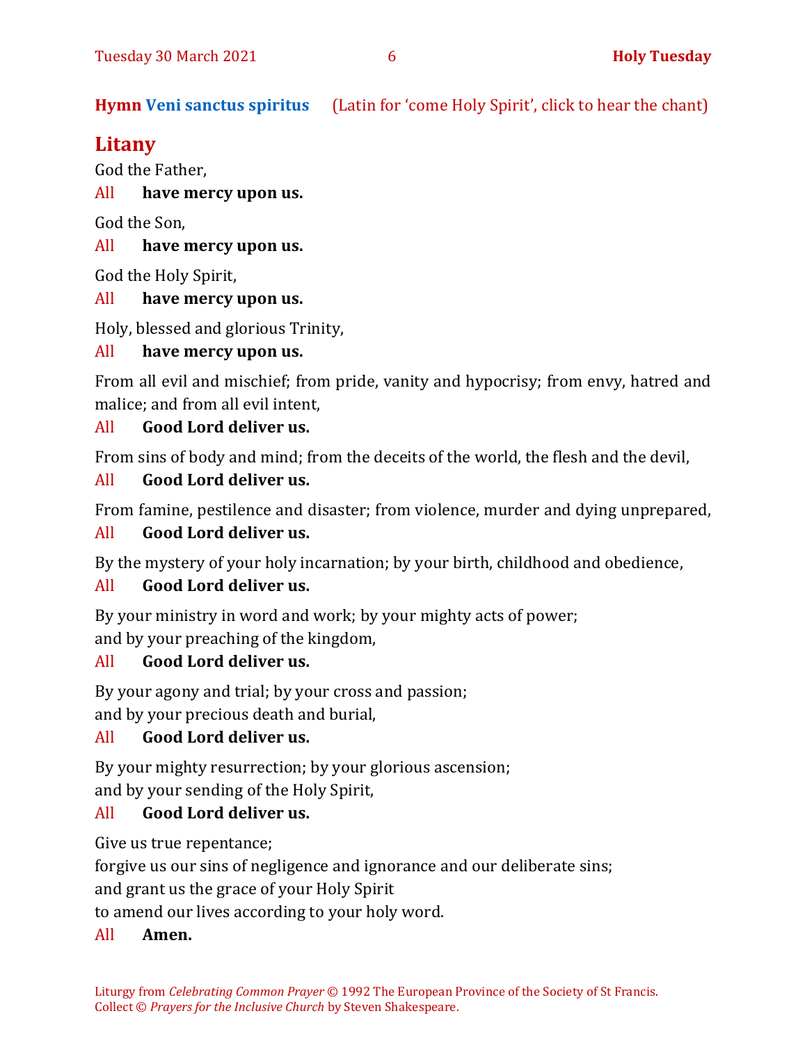**Hymn Veni sanctus spiritus** (Latin for 'come Holy Spirit', click to hear the chant)

## Litany

God the Father,

All **have mercy upon us.**

God the Son,

All **have mercy upon us.**

God the Holy Spirit,

All **have mercy upon us.**

Holy, blessed and glorious Trinity,

All **have mercy upon us.**

From all evil and mischief; from pride, vanity and hypocrisy; from envy, hatred and malice; and from all evil intent,

All **Good Lord deliver us.**

From sins of body and mind; from the deceits of the world, the flesh and the devil,

All **Good Lord deliver us.**

From famine, pestilence and disaster; from violence, murder and dying unprepared,

All **Good Lord deliver us.**

By the mystery of your holy incarnation; by your birth, childhood and obedience,

All **Good Lord deliver us.**

By your ministry in word and work; by your mighty acts of power;
and by your preaching of the kingdom,

All **Good Lord deliver us.**

By your agony and trial; by your cross and passion;
and by your precious death and burial,

All **Good Lord deliver us.**

By your mighty resurrection; by your glorious ascension;
and by your sending of the Holy Spirit,

All **Good Lord deliver us.**

Give us true repentance;
forgive us our sins of negligence and ignorance and our deliberate sins;
and grant us the grace of your Holy Spirit
to amend our lives according to your holy word.

All **Amen.**

Liturgy from *Celebrating Common Prayer* © 1992 The European Province of the Society of St Francis.
Collect © *Prayers for the Inclusive Church* by Steven Shakespeare.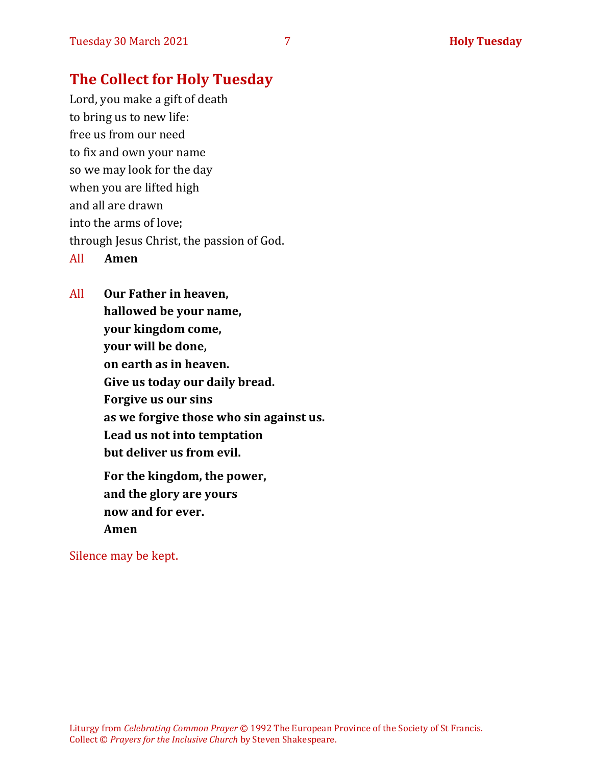## The Collect for Holy Tuesday

Lord, you make a gift of death
to bring us to new life:
free us from our need
to fix and own your name
so we may look for the day
when you are lifted high
and all are drawn
into the arms of love;
through Jesus Christ, the passion of God.

All **Amen**

All **Our Father in heaven,**
**hallowed be your name,**
**your kingdom come,**
**your will be done,**
**on earth as in heaven.**
**Give us today our daily bread.**
**Forgive us our sins**
**as we forgive those who sin against us.**
**Lead us not into temptation**
**but deliver us from evil.**

**For the kingdom, the power,**
**and the glory are yours**
**now and for ever.**
**Amen**

Silence may be kept.

Liturgy from *Celebrating Common Prayer* © 1992 The European Province of the Society of St Francis.
Collect © *Prayers for the Inclusive Church* by Steven Shakespeare.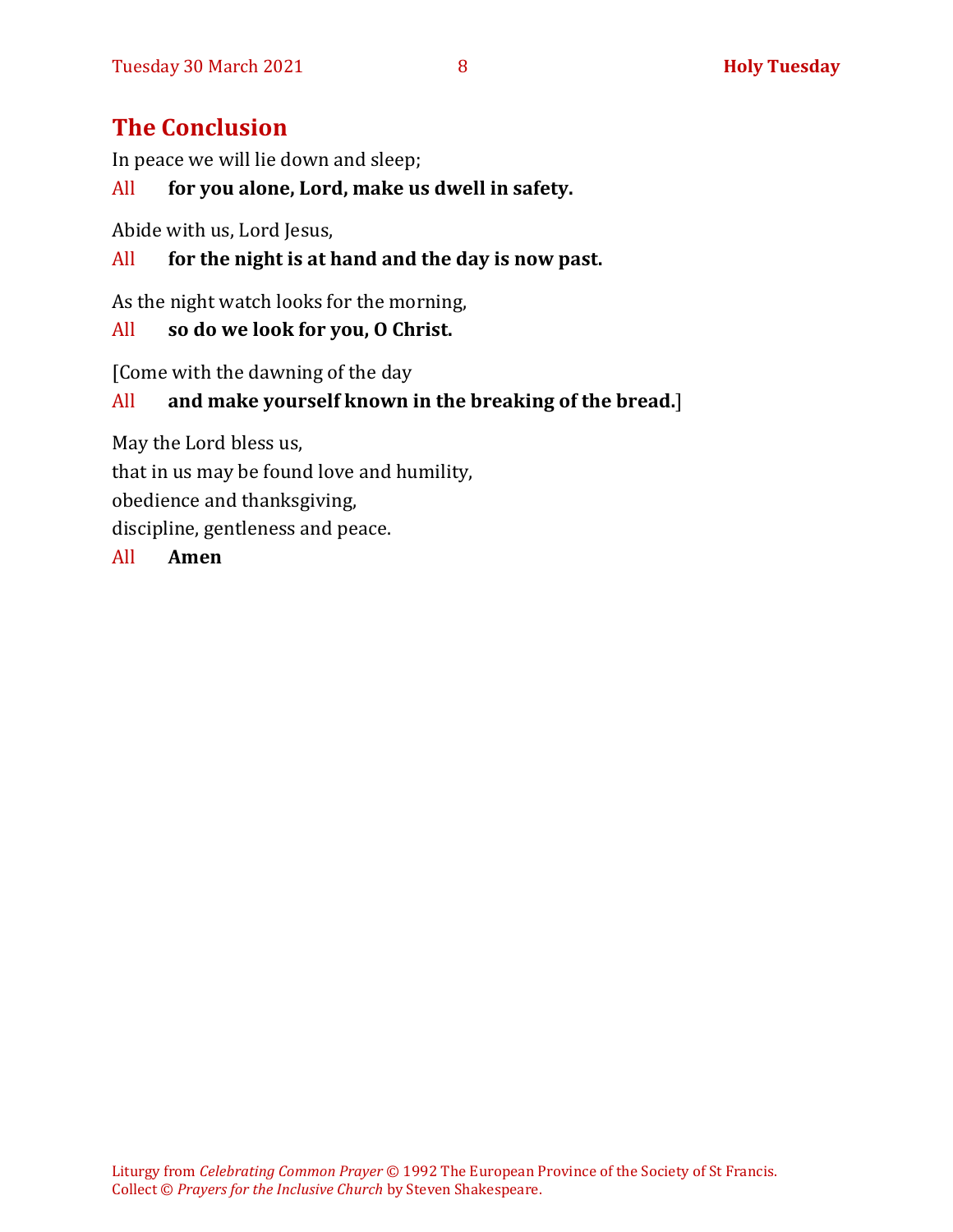## The Conclusion

In peace we will lie down and sleep;

All **for you alone, Lord, make us dwell in safety.**

Abide with us, Lord Jesus,

All **for the night is at hand and the day is now past.**

As the night watch looks for the morning,

All **so do we look for you, O Christ.**

[Come with the dawning of the day

All **and make yourself known in the breaking of the bread.**]

May the Lord bless us,
that in us may be found love and humility,
obedience and thanksgiving,
discipline, gentleness and peace.

All **Amen**

Liturgy from *Celebrating Common Prayer* © 1992 The European Province of the Society of St Francis.
Collect © *Prayers for the Inclusive Church* by Steven Shakespeare.